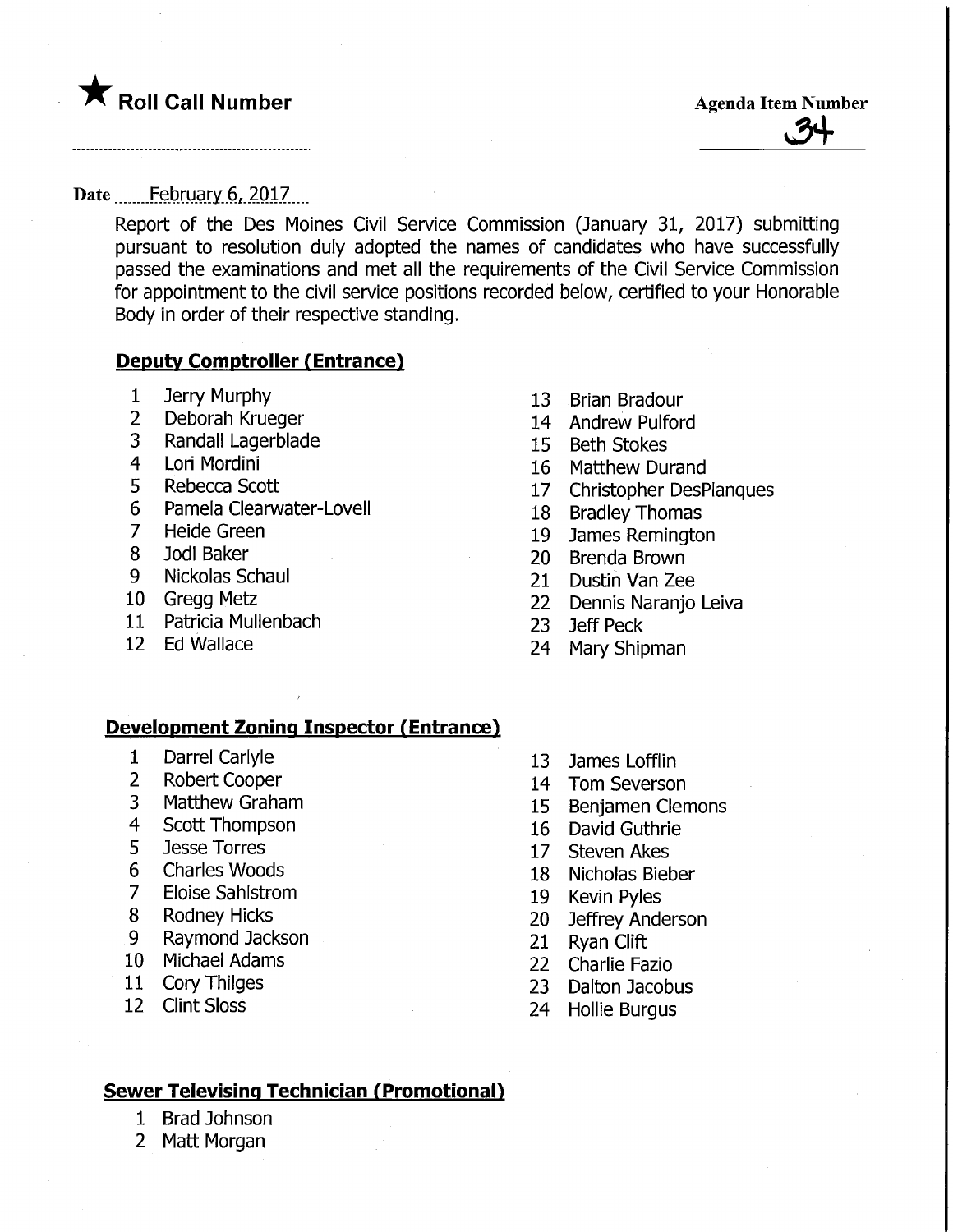★ **Roll Call Number**

**Agenda Item Number**
34

Date February 6, 2017

Report of the Des Moines Civil Service Commission (January 31, 2017) submitting pursuant to resolution duly adopted the names of candidates who have successfully passed the examinations and met all the requirements of the Civil Service Commission for appointment to the civil service positions recorded below, certified to your Honorable Body in order of their respective standing.

## Deputy Comptroller (Entrance)

1 Jerry Murphy
2 Deborah Krueger
3 Randall Lagerblade
4 Lori Mordini
5 Rebecca Scott
6 Pamela Clearwater-Lovell
7 Heide Green
8 Jodi Baker
9 Nickolas Schaul
10 Gregg Metz
11 Patricia Mullenbach
12 Ed Wallace
13 Brian Bradour
14 Andrew Pulford
15 Beth Stokes
16 Matthew Durand
17 Christopher DesPlanques
18 Bradley Thomas
19 James Remington
20 Brenda Brown
21 Dustin Van Zee
22 Dennis Naranjo Leiva
23 Jeff Peck
24 Mary Shipman

## Development Zoning Inspector (Entrance)

1 Darrel Carlyle
2 Robert Cooper
3 Matthew Graham
4 Scott Thompson
5 Jesse Torres
6 Charles Woods
7 Eloise Sahlstrom
8 Rodney Hicks
9 Raymond Jackson
10 Michael Adams
11 Cory Thilges
12 Clint Sloss
13 James Lofflin
14 Tom Severson
15 Benjamen Clemons
16 David Guthrie
17 Steven Akes
18 Nicholas Bieber
19 Kevin Pyles
20 Jeffrey Anderson
21 Ryan Clift
22 Charlie Fazio
23 Dalton Jacobus
24 Hollie Burgus

## Sewer Televising Technician (Promotional)

1 Brad Johnson
2 Matt Morgan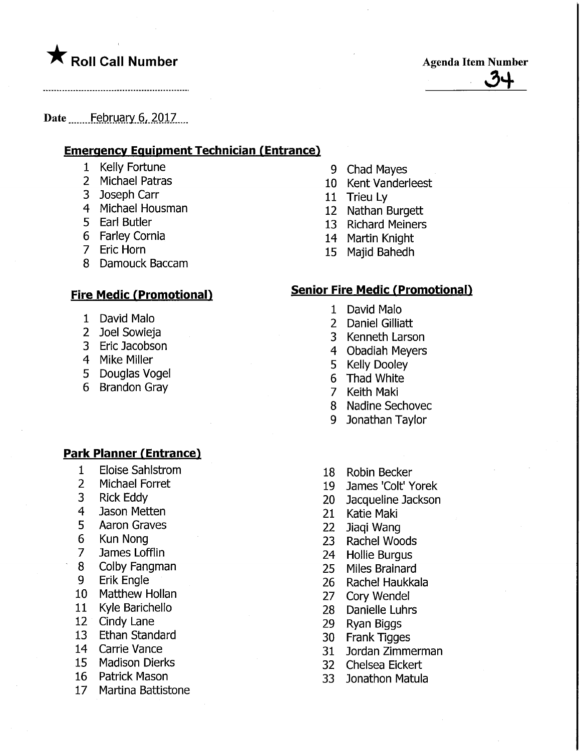★ **Roll Call Number**

**Agenda Item Number**

34

Date February 6, 2017

**Emergency Equipment Technician (Entrance)**

1 Kelly Fortune
2 Michael Patras
3 Joseph Carr
4 Michael Housman
5 Earl Butler
6 Farley Cornia
7 Eric Horn
8 Damouck Baccam
9 Chad Mayes
10 Kent Vanderleest
11 Trieu Ly
12 Nathan Burgett
13 Richard Meiners
14 Martin Knight
15 Majid Bahedh

**Fire Medic (Promotional)**

1 David Malo
2 Joel Sowieja
3 Eric Jacobson
4 Mike Miller
5 Douglas Vogel
6 Brandon Gray

**Senior Fire Medic (Promotional)**

1 David Malo
2 Daniel Gilliatt
3 Kenneth Larson
4 Obadiah Meyers
5 Kelly Dooley
6 Thad White
7 Keith Maki
8 Nadine Sechovec
9 Jonathan Taylor

**Park Planner (Entrance)**

1 Eloise Sahlstrom
2 Michael Forret
3 Rick Eddy
4 Jason Metten
5 Aaron Graves
6 Kun Nong
7 James Lofflin
8 Colby Fangman
9 Erik Engle
10 Matthew Hollan
11 Kyle Barichello
12 Cindy Lane
13 Ethan Standard
14 Carrie Vance
15 Madison Dierks
16 Patrick Mason
17 Martina Battistone
18 Robin Becker
19 James 'Colt' Yorek
20 Jacqueline Jackson
21 Katie Maki
22 Jiaqi Wang
23 Rachel Woods
24 Hollie Burgus
25 Miles Brainard
26 Rachel Haukkala
27 Cory Wendel
28 Danielle Luhrs
29 Ryan Biggs
30 Frank Tigges
31 Jordan Zimmerman
32 Chelsea Eickert
33 Jonathon Matula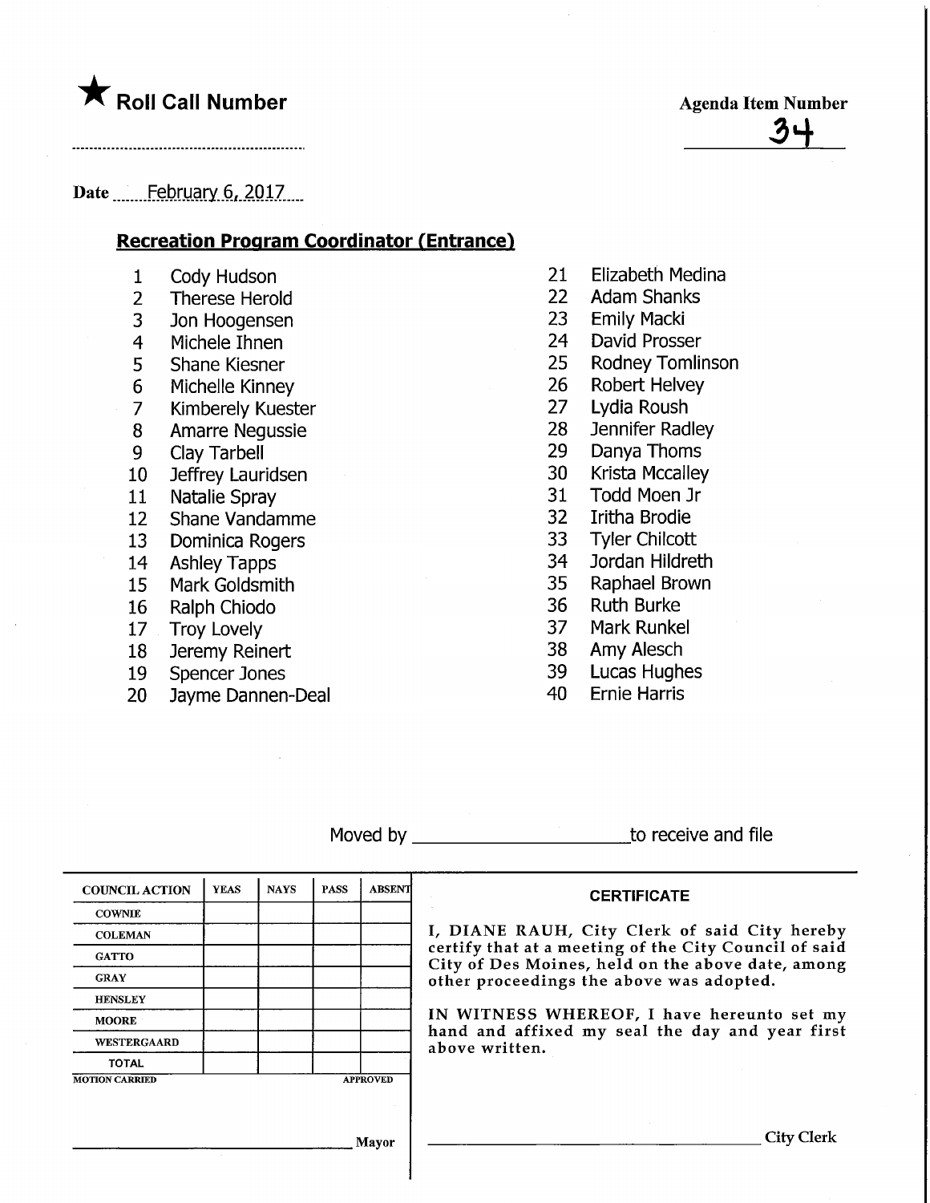★ **Roll Call Number**

**Agenda Item Number**

34

Date February 6, 2017

## Recreation Program Coordinator (Entrance)

1. Cody Hudson
2. Therese Herold
3. Jon Hoogensen
4. Michele Ihnen
5. Shane Kiesner
6. Michelle Kinney
7. Kimberely Kuester
8. Amarre Negussie
9. Clay Tarbell
10. Jeffrey Lauridsen
11. Natalie Spray
12. Shane Vandamme
13. Dominica Rogers
14. Ashley Tapps
15. Mark Goldsmith
16. Ralph Chiodo
17. Troy Lovely
18. Jeremy Reinert
19. Spencer Jones
20. Jayme Dannen-Deal
21. Elizabeth Medina
22. Adam Shanks
23. Emily Macki
24. David Prosser
25. Rodney Tomlinson
26. Robert Helvey
27. Lydia Roush
28. Jennifer Radley
29. Danya Thoms
30. Krista Mccalley
31. Todd Moen Jr
32. Iritha Brodie
33. Tyler Chilcott
34. Jordan Hildreth
35. Raphael Brown
36. Ruth Burke
37. Mark Runkel
38. Amy Alesch
39. Lucas Hughes
40. Ernie Harris

Moved by ______________________ to receive and file

| COUNCIL ACTION | YEAS | NAYS | PASS | ABSENT |
|---|---|---|---|---|
| COWNIE | | | | |
| COLEMAN | | | | |
| GATTO | | | | |
| GRAY | | | | |
| HENSLEY | | | | |
| MOORE | | | | |
| WESTERGAARD | | | | |
| TOTAL | | | | |

MOTION CARRIED APPROVED

______________________ Mayor

**CERTIFICATE**

I, DIANE RAUH, City Clerk of said City hereby certify that at a meeting of the City Council of said City of Des Moines, held on the above date, among other proceedings the above was adopted.

IN WITNESS WHEREOF, I have hereunto set my hand and affixed my seal the day and year first above written.

______________________ City Clerk